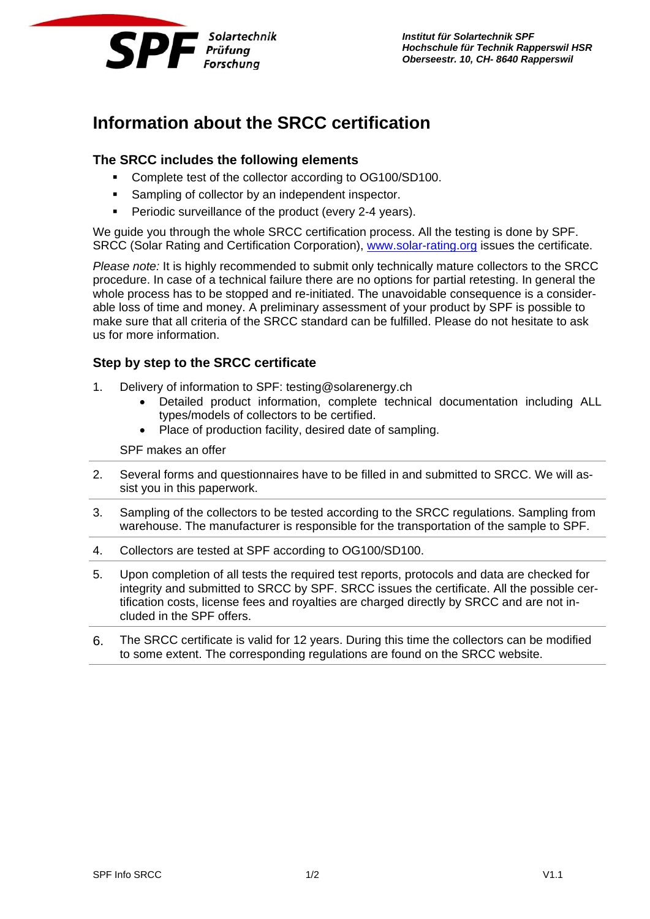SPF Solartechnik Prüfung Forschung

***Institut für Solartechnik SPF***
***Hochschule für Technik Rapperswil HSR***
***Oberseestr. 10, CH- 8640 Rapperswil***

# Information about the SRCC certification

## The SRCC includes the following elements

- Complete test of the collector according to OG100/SD100.
- Sampling of collector by an independent inspector.
- Periodic surveillance of the product (every 2-4 years).

We guide you through the whole SRCC certification process. All the testing is done by SPF. SRCC (Solar Rating and Certification Corporation), www.solar-rating.org issues the certificate.

*Please note:* It is highly recommended to submit only technically mature collectors to the SRCC procedure. In case of a technical failure there are no options for partial retesting. In general the whole process has to be stopped and re-initiated. The unavoidable consequence is a considerable loss of time and money. A preliminary assessment of your product by SPF is possible to make sure that all criteria of the SRCC standard can be fulfilled. Please do not hesitate to ask us for more information.

## Step by step to the SRCC certificate

1. Delivery of information to SPF: testing@solarenergy.ch
   - Detailed product information, complete technical documentation including ALL types/models of collectors to be certified.
   - Place of production facility, desired date of sampling.

   SPF makes an offer

2. Several forms and questionnaires have to be filled in and submitted to SRCC. We will assist you in this paperwork.

3. Sampling of the collectors to be tested according to the SRCC regulations. Sampling from warehouse. The manufacturer is responsible for the transportation of the sample to SPF.

4. Collectors are tested at SPF according to OG100/SD100.

5. Upon completion of all tests the required test reports, protocols and data are checked for integrity and submitted to SRCC by SPF. SRCC issues the certificate. All the possible certification costs, license fees and royalties are charged directly by SRCC and are not included in the SPF offers.

6. The SRCC certificate is valid for 12 years. During this time the collectors can be modified to some extent. The corresponding regulations are found on the SRCC website.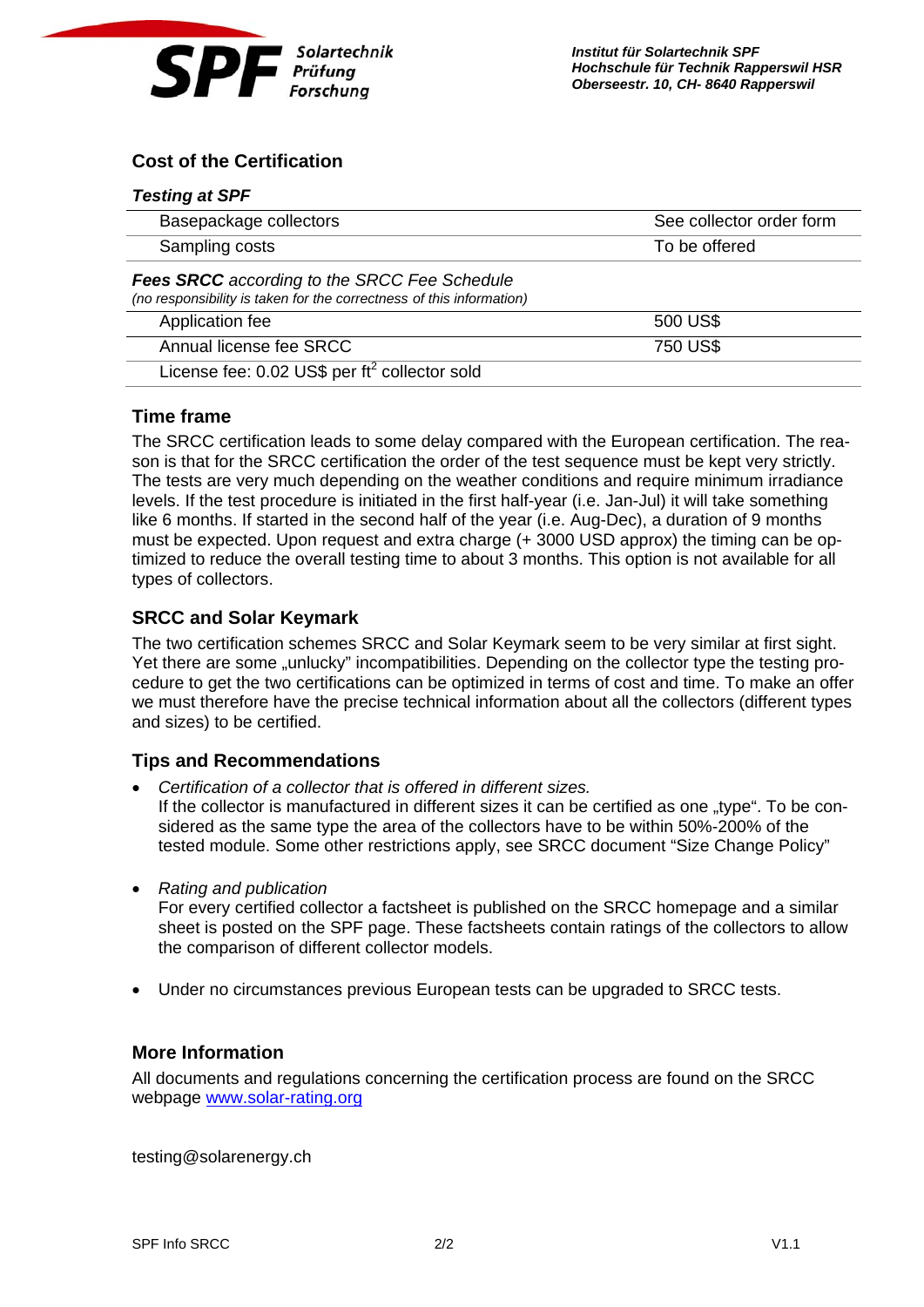## Cost of the Certification

### *Testing at SPF*

| | |
|---|---|
| Basepackage collectors | See collector order form |
| Sampling costs | To be offered |

***Fees SRCC** according to the SRCC Fee Schedule*
*(no responsibility is taken for the correctness of this information)*

| | |
|---|---|
| Application fee | 500 US$ |
| Annual license fee SRCC | 750 US$ |
| License fee: 0.02 US$ per $ft^2$ collector sold | |

## Time frame

The SRCC certification leads to some delay compared with the European certification. The reason is that for the SRCC certification the order of the test sequence must be kept very strictly. The tests are very much depending on the weather conditions and require minimum irradiance levels. If the test procedure is initiated in the first half-year (i.e. Jan-Jul) it will take something like 6 months. If started in the second half of the year (i.e. Aug-Dec), a duration of 9 months must be expected. Upon request and extra charge (+ 3000 USD approx) the timing can be optimized to reduce the overall testing time to about 3 months. This option is not available for all types of collectors.

## SRCC and Solar Keymark

The two certification schemes SRCC and Solar Keymark seem to be very similar at first sight. Yet there are some „unlucky" incompatibilities. Depending on the collector type the testing procedure to get the two certifications can be optimized in terms of cost and time. To make an offer we must therefore have the precise technical information about all the collectors (different types and sizes) to be certified.

## Tips and Recommendations

- *Certification of a collector that is offered in different sizes.*
  If the collector is manufactured in different sizes it can be certified as one „type". To be considered as the same type the area of the collectors have to be within 50%-200% of the tested module. Some other restrictions apply, see SRCC document "Size Change Policy"

- *Rating and publication*
  For every certified collector a factsheet is published on the SRCC homepage and a similar sheet is posted on the SPF page. These factsheets contain ratings of the collectors to allow the comparison of different collector models.

- Under no circumstances previous European tests can be upgraded to SRCC tests.

## More Information

All documents and regulations concerning the certification process are found on the SRCC webpage www.solar-rating.org

testing@solarenergy.ch